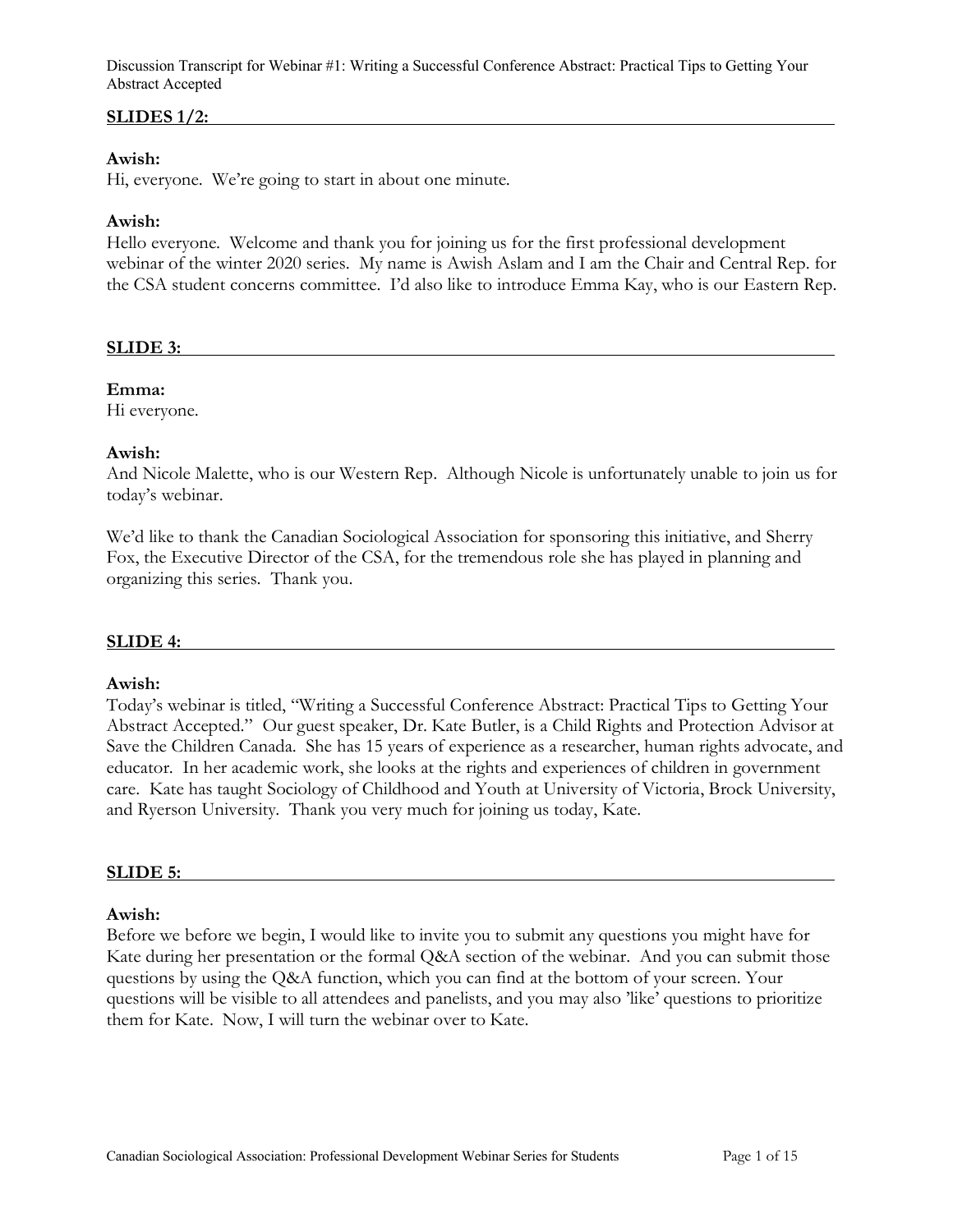Discussion Transcript for Webinar #1: Writing a Successful Conference Abstract: Practical Tips to Getting Your Abstract Accepted

**SLIDES 1/2:**

**Awish:**
Hi, everyone. We're going to start in about one minute.

**Awish:**
Hello everyone. Welcome and thank you for joining us for the first professional development webinar of the winter 2020 series. My name is Awish Aslam and I am the Chair and Central Rep. for the CSA student concerns committee. I'd also like to introduce Emma Kay, who is our Eastern Rep.

**SLIDE 3:**

**Emma:**
Hi everyone.

**Awish:**
And Nicole Malette, who is our Western Rep. Although Nicole is unfortunately unable to join us for today's webinar.

We'd like to thank the Canadian Sociological Association for sponsoring this initiative, and Sherry Fox, the Executive Director of the CSA, for the tremendous role she has played in planning and organizing this series. Thank you.

**SLIDE 4:**

**Awish:**
Today's webinar is titled, "Writing a Successful Conference Abstract: Practical Tips to Getting Your Abstract Accepted." Our guest speaker, Dr. Kate Butler, is a Child Rights and Protection Advisor at Save the Children Canada. She has 15 years of experience as a researcher, human rights advocate, and educator. In her academic work, she looks at the rights and experiences of children in government care. Kate has taught Sociology of Childhood and Youth at University of Victoria, Brock University, and Ryerson University. Thank you very much for joining us today, Kate.

**SLIDE 5:**

**Awish:**
Before we before we begin, I would like to invite you to submit any questions you might have for Kate during her presentation or the formal Q&A section of the webinar. And you can submit those questions by using the Q&A function, which you can find at the bottom of your screen. Your questions will be visible to all attendees and panelists, and you may also 'like' questions to prioritize them for Kate. Now, I will turn the webinar over to Kate.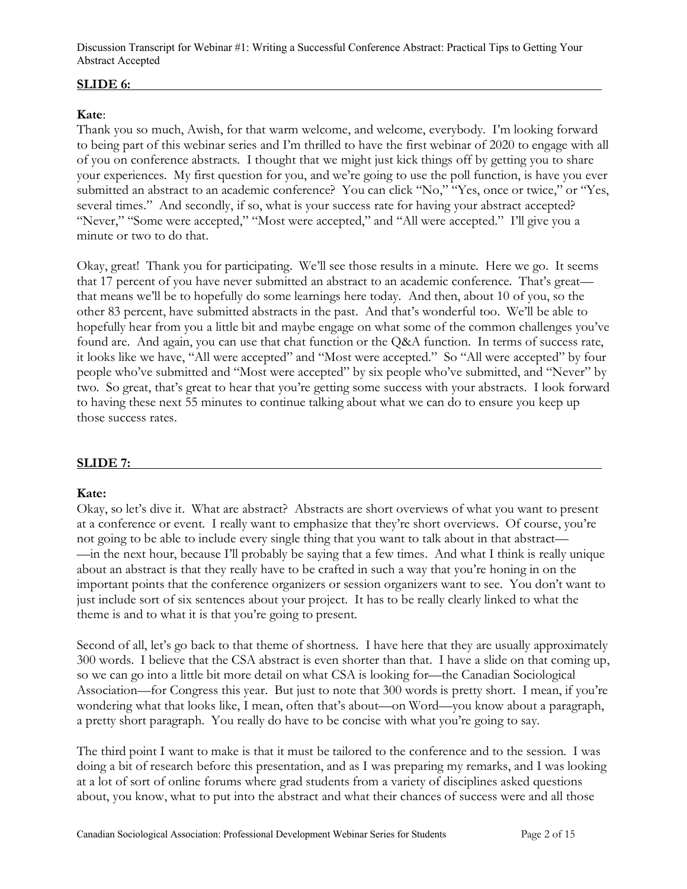## SLIDE 6:

**Kate**:
Thank you so much, Awish, for that warm welcome, and welcome, everybody. I'm looking forward to being part of this webinar series and I'm thrilled to have the first webinar of 2020 to engage with all of you on conference abstracts. I thought that we might just kick things off by getting you to share your experiences. My first question for you, and we're going to use the poll function, is have you ever submitted an abstract to an academic conference? You can click "No," "Yes, once or twice," or "Yes, several times." And secondly, if so, what is your success rate for having your abstract accepted? "Never," "Some were accepted," "Most were accepted," and "All were accepted." I'll give you a minute or two to do that.

Okay, great! Thank you for participating. We'll see those results in a minute. Here we go. It seems that 17 percent of you have never submitted an abstract to an academic conference. That's great—that means we'll be to hopefully do some learnings here today. And then, about 10 of you, so the other 83 percent, have submitted abstracts in the past. And that's wonderful too. We'll be able to hopefully hear from you a little bit and maybe engage on what some of the common challenges you've found are. And again, you can use that chat function or the Q&A function. In terms of success rate, it looks like we have, "All were accepted" and "Most were accepted." So "All were accepted" by four people who've submitted and "Most were accepted" by six people who've submitted, and "Never" by two. So great, that's great to hear that you're getting some success with your abstracts. I look forward to having these next 55 minutes to continue talking about what we can do to ensure you keep up those success rates.

## SLIDE 7:

**Kate:**
Okay, so let's dive it. What are abstract? Abstracts are short overviews of what you want to present at a conference or event. I really want to emphasize that they're short overviews. Of course, you're not going to be able to include every single thing that you want to talk about in that abstract——in the next hour, because I'll probably be saying that a few times. And what I think is really unique about an abstract is that they really have to be crafted in such a way that you're honing in on the important points that the conference organizers or session organizers want to see. You don't want to just include sort of six sentences about your project. It has to be really clearly linked to what the theme is and to what it is that you're going to present.

Second of all, let's go back to that theme of shortness. I have here that they are usually approximately 300 words. I believe that the CSA abstract is even shorter than that. I have a slide on that coming up, so we can go into a little bit more detail on what CSA is looking for—the Canadian Sociological Association—for Congress this year. But just to note that 300 words is pretty short. I mean, if you're wondering what that looks like, I mean, often that's about—on Word—you know about a paragraph, a pretty short paragraph. You really do have to be concise with what you're going to say.

The third point I want to make is that it must be tailored to the conference and to the session. I was doing a bit of research before this presentation, and as I was preparing my remarks, and I was looking at a lot of sort of online forums where grad students from a variety of disciplines asked questions about, you know, what to put into the abstract and what their chances of success were and all those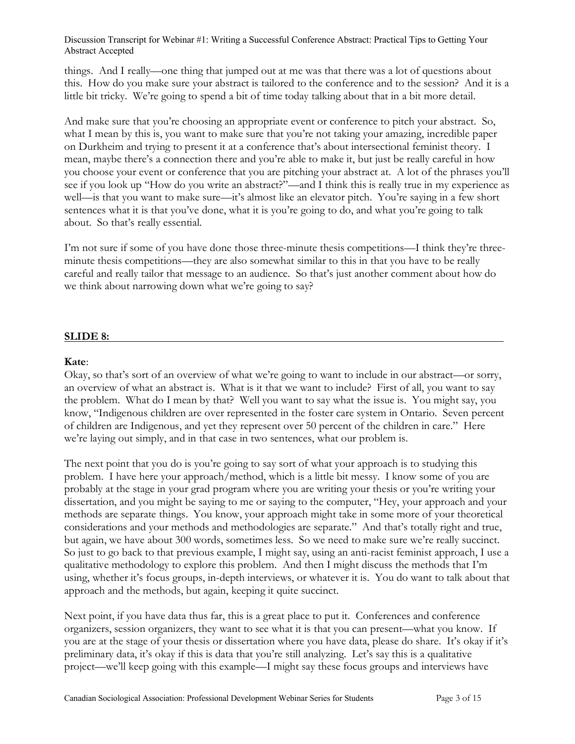things. And I really—one thing that jumped out at me was that there was a lot of questions about this. How do you make sure your abstract is tailored to the conference and to the session? And it is a little bit tricky. We're going to spend a bit of time today talking about that in a bit more detail.

And make sure that you're choosing an appropriate event or conference to pitch your abstract. So, what I mean by this is, you want to make sure that you're not taking your amazing, incredible paper on Durkheim and trying to present it at a conference that's about intersectional feminist theory. I mean, maybe there's a connection there and you're able to make it, but just be really careful in how you choose your event or conference that you are pitching your abstract at. A lot of the phrases you'll see if you look up "How do you write an abstract?"—and I think this is really true in my experience as well—is that you want to make sure—it's almost like an elevator pitch. You're saying in a few short sentences what it is that you've done, what it is you're going to do, and what you're going to talk about. So that's really essential.

I'm not sure if some of you have done those three-minute thesis competitions—I think they're three-minute thesis competitions—they are also somewhat similar to this in that you have to be really careful and really tailor that message to an audience. So that's just another comment about how do we think about narrowing down what we're going to say?

## SLIDE 8:

**Kate**:

Okay, so that's sort of an overview of what we're going to want to include in our abstract—or sorry, an overview of what an abstract is. What is it that we want to include? First of all, you want to say the problem. What do I mean by that? Well you want to say what the issue is. You might say, you know, "Indigenous children are over represented in the foster care system in Ontario. Seven percent of children are Indigenous, and yet they represent over 50 percent of the children in care." Here we're laying out simply, and in that case in two sentences, what our problem is.

The next point that you do is you're going to say sort of what your approach is to studying this problem. I have here your approach/method, which is a little bit messy. I know some of you are probably at the stage in your grad program where you are writing your thesis or you're writing your dissertation, and you might be saying to me or saying to the computer, "Hey, your approach and your methods are separate things. You know, your approach might take in some more of your theoretical considerations and your methods and methodologies are separate." And that's totally right and true, but again, we have about 300 words, sometimes less. So we need to make sure we're really succinct. So just to go back to that previous example, I might say, using an anti-racist feminist approach, I use a qualitative methodology to explore this problem. And then I might discuss the methods that I'm using, whether it's focus groups, in-depth interviews, or whatever it is. You do want to talk about that approach and the methods, but again, keeping it quite succinct.

Next point, if you have data thus far, this is a great place to put it. Conferences and conference organizers, session organizers, they want to see what it is that you can present—what you know. If you are at the stage of your thesis or dissertation where you have data, please do share. It's okay if it's preliminary data, it's okay if this is data that you're still analyzing. Let's say this is a qualitative project—we'll keep going with this example—I might say these focus groups and interviews have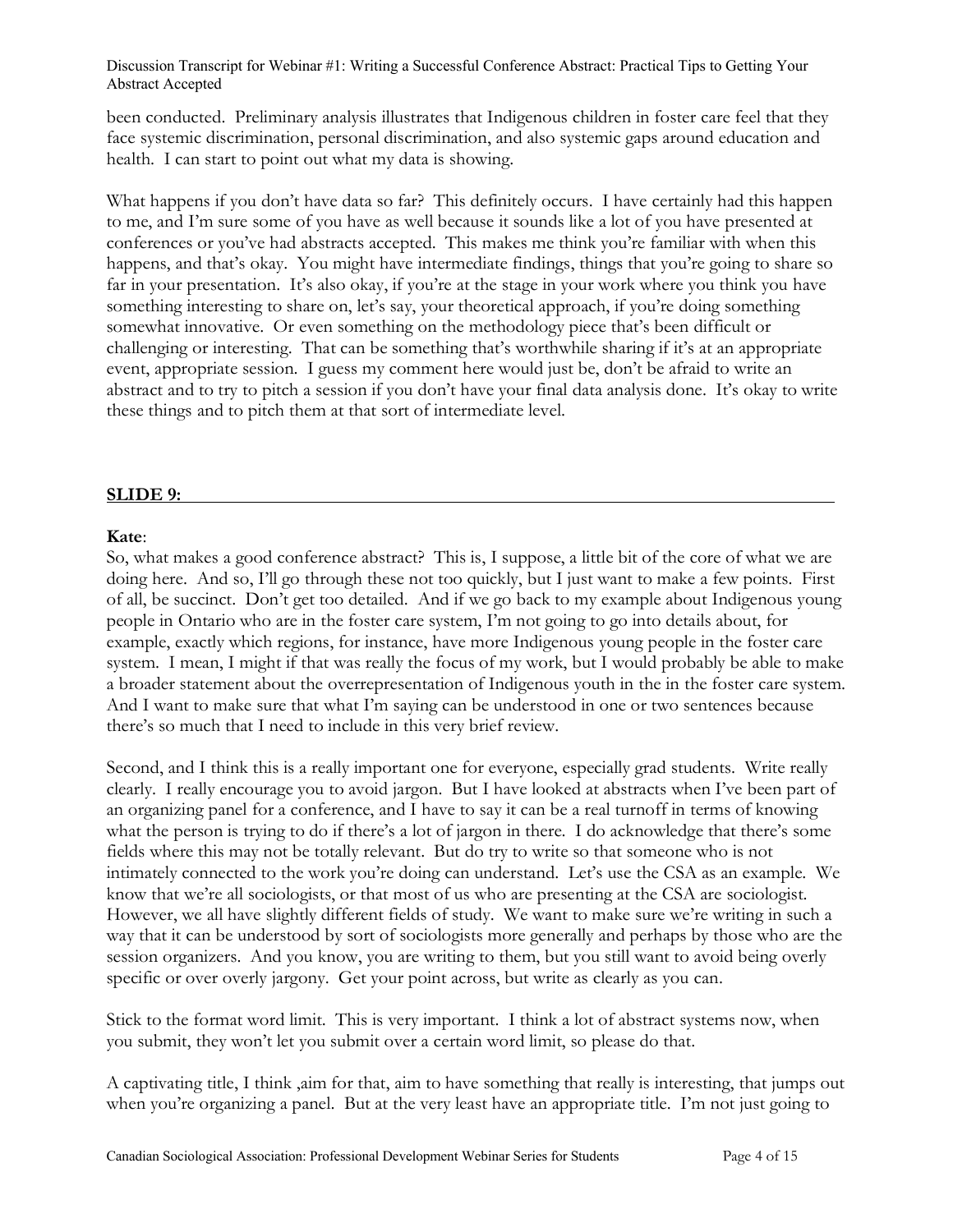been conducted. Preliminary analysis illustrates that Indigenous children in foster care feel that they face systemic discrimination, personal discrimination, and also systemic gaps around education and health. I can start to point out what my data is showing.

What happens if you don't have data so far? This definitely occurs. I have certainly had this happen to me, and I'm sure some of you have as well because it sounds like a lot of you have presented at conferences or you've had abstracts accepted. This makes me think you're familiar with when this happens, and that's okay. You might have intermediate findings, things that you're going to share so far in your presentation. It's also okay, if you're at the stage in your work where you think you have something interesting to share on, let's say, your theoretical approach, if you're doing something somewhat innovative. Or even something on the methodology piece that's been difficult or challenging or interesting. That can be something that's worthwhile sharing if it's at an appropriate event, appropriate session. I guess my comment here would just be, don't be afraid to write an abstract and to try to pitch a session if you don't have your final data analysis done. It's okay to write these things and to pitch them at that sort of intermediate level.

**SLIDE 9:**

**Kate**:

So, what makes a good conference abstract? This is, I suppose, a little bit of the core of what we are doing here. And so, I'll go through these not too quickly, but I just want to make a few points. First of all, be succinct. Don't get too detailed. And if we go back to my example about Indigenous young people in Ontario who are in the foster care system, I'm not going to go into details about, for example, exactly which regions, for instance, have more Indigenous young people in the foster care system. I mean, I might if that was really the focus of my work, but I would probably be able to make a broader statement about the overrepresentation of Indigenous youth in the in the foster care system. And I want to make sure that what I'm saying can be understood in one or two sentences because there's so much that I need to include in this very brief review.

Second, and I think this is a really important one for everyone, especially grad students. Write really clearly. I really encourage you to avoid jargon. But I have looked at abstracts when I've been part of an organizing panel for a conference, and I have to say it can be a real turnoff in terms of knowing what the person is trying to do if there's a lot of jargon in there. I do acknowledge that there's some fields where this may not be totally relevant. But do try to write so that someone who is not intimately connected to the work you're doing can understand. Let's use the CSA as an example. We know that we're all sociologists, or that most of us who are presenting at the CSA are sociologist. However, we all have slightly different fields of study. We want to make sure we're writing in such a way that it can be understood by sort of sociologists more generally and perhaps by those who are the session organizers. And you know, you are writing to them, but you still want to avoid being overly specific or over overly jargony. Get your point across, but write as clearly as you can.

Stick to the format word limit. This is very important. I think a lot of abstract systems now, when you submit, they won't let you submit over a certain word limit, so please do that.

A captivating title, I think ,aim for that, aim to have something that really is interesting, that jumps out when you're organizing a panel. But at the very least have an appropriate title. I'm not just going to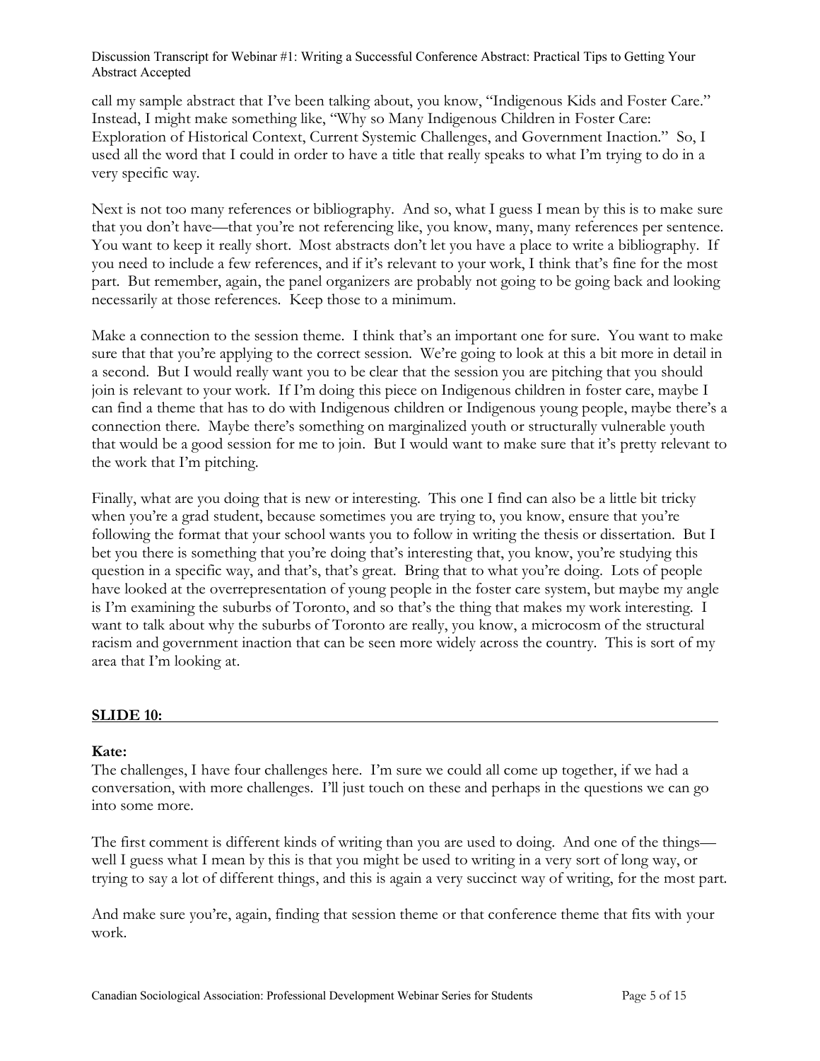call my sample abstract that I've been talking about, you know, "Indigenous Kids and Foster Care." Instead, I might make something like, "Why so Many Indigenous Children in Foster Care: Exploration of Historical Context, Current Systemic Challenges, and Government Inaction." So, I used all the word that I could in order to have a title that really speaks to what I'm trying to do in a very specific way.

Next is not too many references or bibliography. And so, what I guess I mean by this is to make sure that you don't have—that you're not referencing like, you know, many, many references per sentence. You want to keep it really short. Most abstracts don't let you have a place to write a bibliography. If you need to include a few references, and if it's relevant to your work, I think that's fine for the most part. But remember, again, the panel organizers are probably not going to be going back and looking necessarily at those references. Keep those to a minimum.

Make a connection to the session theme. I think that's an important one for sure. You want to make sure that that you're applying to the correct session. We're going to look at this a bit more in detail in a second. But I would really want you to be clear that the session you are pitching that you should join is relevant to your work. If I'm doing this piece on Indigenous children in foster care, maybe I can find a theme that has to do with Indigenous children or Indigenous young people, maybe there's a connection there. Maybe there's something on marginalized youth or structurally vulnerable youth that would be a good session for me to join. But I would want to make sure that it's pretty relevant to the work that I'm pitching.

Finally, what are you doing that is new or interesting. This one I find can also be a little bit tricky when you're a grad student, because sometimes you are trying to, you know, ensure that you're following the format that your school wants you to follow in writing the thesis or dissertation. But I bet you there is something that you're doing that's interesting that, you know, you're studying this question in a specific way, and that's, that's great. Bring that to what you're doing. Lots of people have looked at the overrepresentation of young people in the foster care system, but maybe my angle is I'm examining the suburbs of Toronto, and so that's the thing that makes my work interesting. I want to talk about why the suburbs of Toronto are really, you know, a microcosm of the structural racism and government inaction that can be seen more widely across the country. This is sort of my area that I'm looking at.

## SLIDE 10:

**Kate:**
The challenges, I have four challenges here. I'm sure we could all come up together, if we had a conversation, with more challenges. I'll just touch on these and perhaps in the questions we can go into some more.

The first comment is different kinds of writing than you are used to doing. And one of the things—well I guess what I mean by this is that you might be used to writing in a very sort of long way, or trying to say a lot of different things, and this is again a very succinct way of writing, for the most part.

And make sure you're, again, finding that session theme or that conference theme that fits with your work.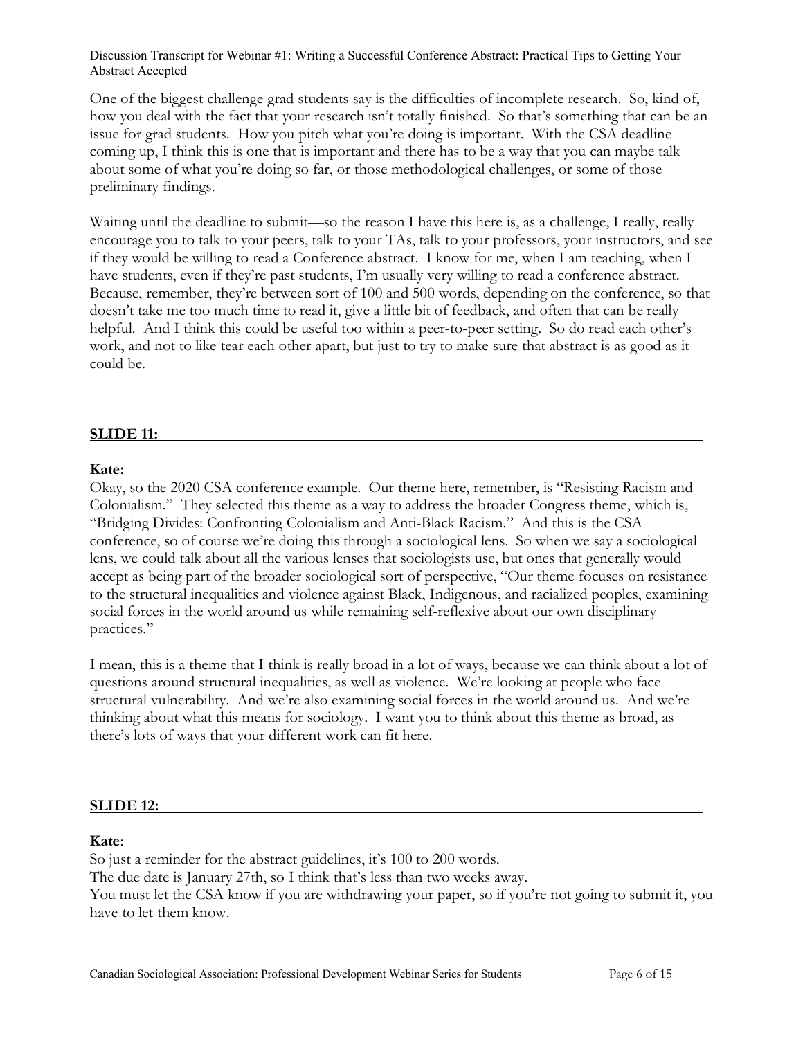One of the biggest challenge grad students say is the difficulties of incomplete research. So, kind of, how you deal with the fact that your research isn't totally finished. So that's something that can be an issue for grad students. How you pitch what you're doing is important. With the CSA deadline coming up, I think this is one that is important and there has to be a way that you can maybe talk about some of what you're doing so far, or those methodological challenges, or some of those preliminary findings.

Waiting until the deadline to submit—so the reason I have this here is, as a challenge, I really, really encourage you to talk to your peers, talk to your TAs, talk to your professors, your instructors, and see if they would be willing to read a Conference abstract. I know for me, when I am teaching, when I have students, even if they're past students, I'm usually very willing to read a conference abstract. Because, remember, they're between sort of 100 and 500 words, depending on the conference, so that doesn't take me too much time to read it, give a little bit of feedback, and often that can be really helpful. And I think this could be useful too within a peer-to-peer setting. So do read each other's work, and not to like tear each other apart, but just to try to make sure that abstract is as good as it could be.

## SLIDE 11:

**Kate:**

Okay, so the 2020 CSA conference example. Our theme here, remember, is "Resisting Racism and Colonialism." They selected this theme as a way to address the broader Congress theme, which is, "Bridging Divides: Confronting Colonialism and Anti-Black Racism." And this is the CSA conference, so of course we're doing this through a sociological lens. So when we say a sociological lens, we could talk about all the various lenses that sociologists use, but ones that generally would accept as being part of the broader sociological sort of perspective, "Our theme focuses on resistance to the structural inequalities and violence against Black, Indigenous, and racialized peoples, examining social forces in the world around us while remaining self-reflexive about our own disciplinary practices."

I mean, this is a theme that I think is really broad in a lot of ways, because we can think about a lot of questions around structural inequalities, as well as violence. We're looking at people who face structural vulnerability. And we're also examining social forces in the world around us. And we're thinking about what this means for sociology. I want you to think about this theme as broad, as there's lots of ways that your different work can fit here.

## SLIDE 12:

**Kate**:

So just a reminder for the abstract guidelines, it's 100 to 200 words.
The due date is January 27th, so I think that's less than two weeks away.
You must let the CSA know if you are withdrawing your paper, so if you're not going to submit it, you have to let them know.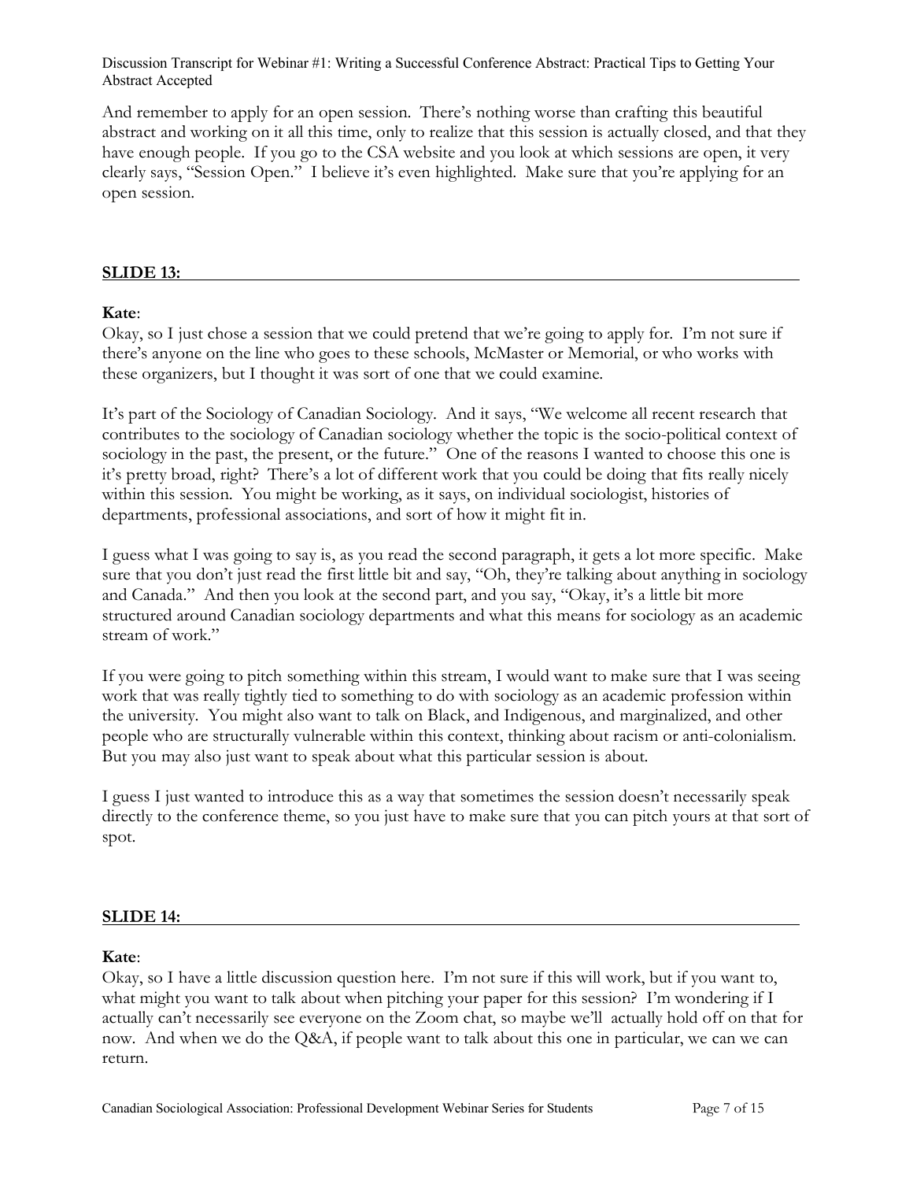And remember to apply for an open session. There's nothing worse than crafting this beautiful abstract and working on it all this time, only to realize that this session is actually closed, and that they have enough people. If you go to the CSA website and you look at which sessions are open, it very clearly says, "Session Open." I believe it's even highlighted. Make sure that you're applying for an open session.

## SLIDE 13:

**Kate**:

Okay, so I just chose a session that we could pretend that we're going to apply for. I'm not sure if there's anyone on the line who goes to these schools, McMaster or Memorial, or who works with these organizers, but I thought it was sort of one that we could examine.

It's part of the Sociology of Canadian Sociology. And it says, "We welcome all recent research that contributes to the sociology of Canadian sociology whether the topic is the socio-political context of sociology in the past, the present, or the future." One of the reasons I wanted to choose this one is it's pretty broad, right? There's a lot of different work that you could be doing that fits really nicely within this session. You might be working, as it says, on individual sociologist, histories of departments, professional associations, and sort of how it might fit in.

I guess what I was going to say is, as you read the second paragraph, it gets a lot more specific. Make sure that you don't just read the first little bit and say, "Oh, they're talking about anything in sociology and Canada." And then you look at the second part, and you say, "Okay, it's a little bit more structured around Canadian sociology departments and what this means for sociology as an academic stream of work."

If you were going to pitch something within this stream, I would want to make sure that I was seeing work that was really tightly tied to something to do with sociology as an academic profession within the university. You might also want to talk on Black, and Indigenous, and marginalized, and other people who are structurally vulnerable within this context, thinking about racism or anti-colonialism. But you may also just want to speak about what this particular session is about.

I guess I just wanted to introduce this as a way that sometimes the session doesn't necessarily speak directly to the conference theme, so you just have to make sure that you can pitch yours at that sort of spot.

## SLIDE 14:

**Kate**:

Okay, so I have a little discussion question here. I'm not sure if this will work, but if you want to, what might you want to talk about when pitching your paper for this session? I'm wondering if I actually can't necessarily see everyone on the Zoom chat, so maybe we'll actually hold off on that for now. And when we do the Q&A, if people want to talk about this one in particular, we can we can return.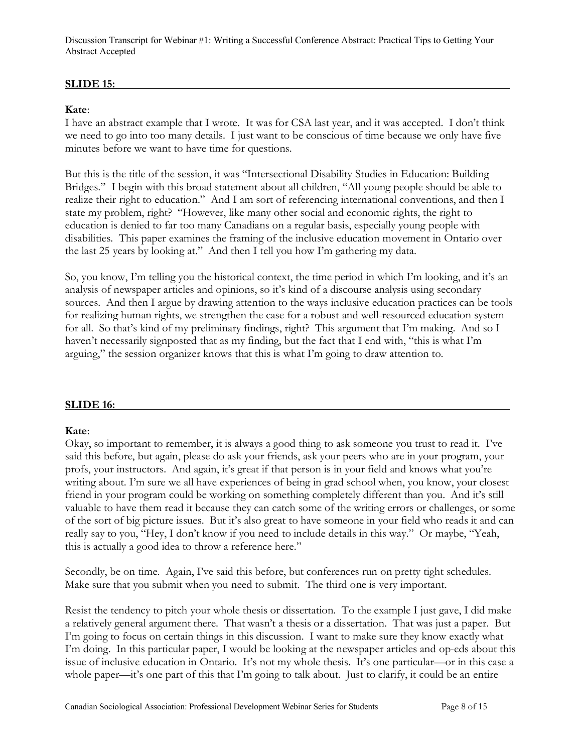**SLIDE 15:**

**Kate**:
I have an abstract example that I wrote. It was for CSA last year, and it was accepted. I don't think we need to go into too many details. I just want to be conscious of time because we only have five minutes before we want to have time for questions.

But this is the title of the session, it was "Intersectional Disability Studies in Education: Building Bridges." I begin with this broad statement about all children, "All young people should be able to realize their right to education." And I am sort of referencing international conventions, and then I state my problem, right? "However, like many other social and economic rights, the right to education is denied to far too many Canadians on a regular basis, especially young people with disabilities. This paper examines the framing of the inclusive education movement in Ontario over the last 25 years by looking at." And then I tell you how I'm gathering my data.

So, you know, I'm telling you the historical context, the time period in which I'm looking, and it's an analysis of newspaper articles and opinions, so it's kind of a discourse analysis using secondary sources. And then I argue by drawing attention to the ways inclusive education practices can be tools for realizing human rights, we strengthen the case for a robust and well-resourced education system for all. So that's kind of my preliminary findings, right? This argument that I'm making. And so I haven't necessarily signposted that as my finding, but the fact that I end with, "this is what I'm arguing," the session organizer knows that this is what I'm going to draw attention to.

**SLIDE 16:**

**Kate**:
Okay, so important to remember, it is always a good thing to ask someone you trust to read it. I've said this before, but again, please do ask your friends, ask your peers who are in your program, your profs, your instructors. And again, it's great if that person is in your field and knows what you're writing about. I'm sure we all have experiences of being in grad school when, you know, your closest friend in your program could be working on something completely different than you. And it's still valuable to have them read it because they can catch some of the writing errors or challenges, or some of the sort of big picture issues. But it's also great to have someone in your field who reads it and can really say to you, "Hey, I don't know if you need to include details in this way." Or maybe, "Yeah, this is actually a good idea to throw a reference here."

Secondly, be on time. Again, I've said this before, but conferences run on pretty tight schedules. Make sure that you submit when you need to submit. The third one is very important.

Resist the tendency to pitch your whole thesis or dissertation. To the example I just gave, I did make a relatively general argument there. That wasn't a thesis or a dissertation. That was just a paper. But I'm going to focus on certain things in this discussion. I want to make sure they know exactly what I'm doing. In this particular paper, I would be looking at the newspaper articles and op-eds about this issue of inclusive education in Ontario. It's not my whole thesis. It's one particular—or in this case a whole paper—it's one part of this that I'm going to talk about. Just to clarify, it could be an entire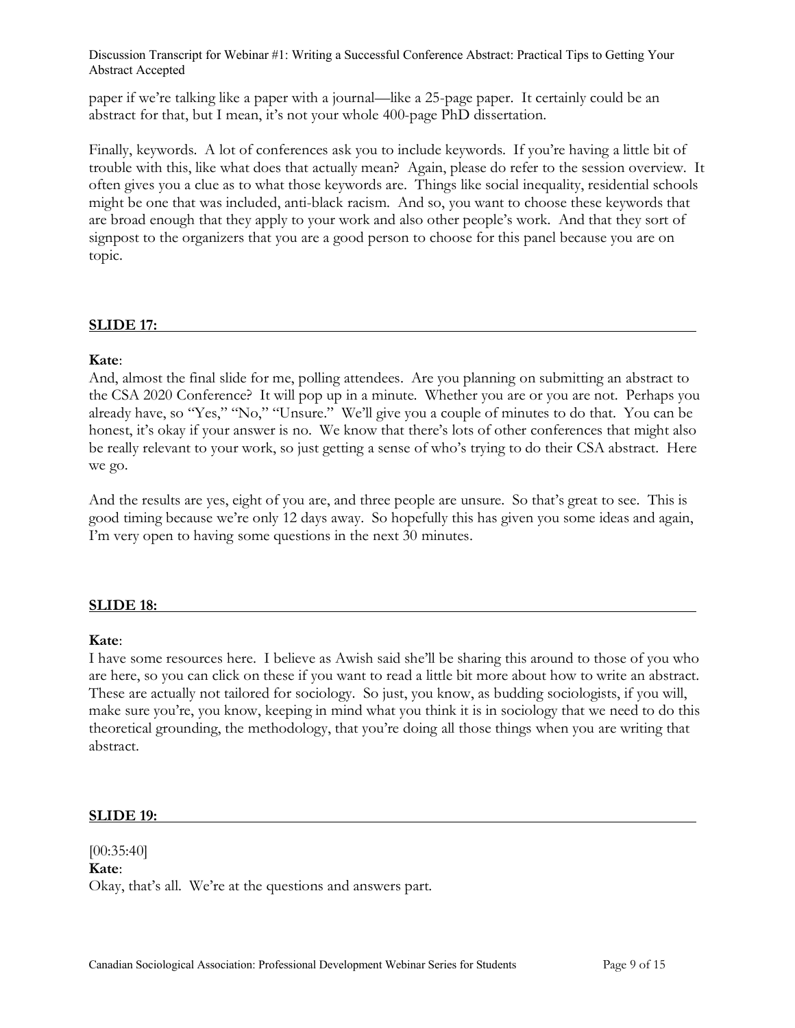paper if we're talking like a paper with a journal—like a 25-page paper. It certainly could be an abstract for that, but I mean, it's not your whole 400-page PhD dissertation.

Finally, keywords. A lot of conferences ask you to include keywords. If you're having a little bit of trouble with this, like what does that actually mean? Again, please do refer to the session overview. It often gives you a clue as to what those keywords are. Things like social inequality, residential schools might be one that was included, anti-black racism. And so, you want to choose these keywords that are broad enough that they apply to your work and also other people's work. And that they sort of signpost to the organizers that you are a good person to choose for this panel because you are on topic.

## SLIDE 17:

**Kate**:
And, almost the final slide for me, polling attendees. Are you planning on submitting an abstract to the CSA 2020 Conference? It will pop up in a minute. Whether you are or you are not. Perhaps you already have, so "Yes," "No," "Unsure." We'll give you a couple of minutes to do that. You can be honest, it's okay if your answer is no. We know that there's lots of other conferences that might also be really relevant to your work, so just getting a sense of who's trying to do their CSA abstract. Here we go.

And the results are yes, eight of you are, and three people are unsure. So that's great to see. This is good timing because we're only 12 days away. So hopefully this has given you some ideas and again, I'm very open to having some questions in the next 30 minutes.

## SLIDE 18:

**Kate**:
I have some resources here. I believe as Awish said she'll be sharing this around to those of you who are here, so you can click on these if you want to read a little bit more about how to write an abstract. These are actually not tailored for sociology. So just, you know, as budding sociologists, if you will, make sure you're, you know, keeping in mind what you think it is in sociology that we need to do this theoretical grounding, the methodology, that you're doing all those things when you are writing that abstract.

## SLIDE 19:

[00:35:40]
**Kate**:
Okay, that's all. We're at the questions and answers part.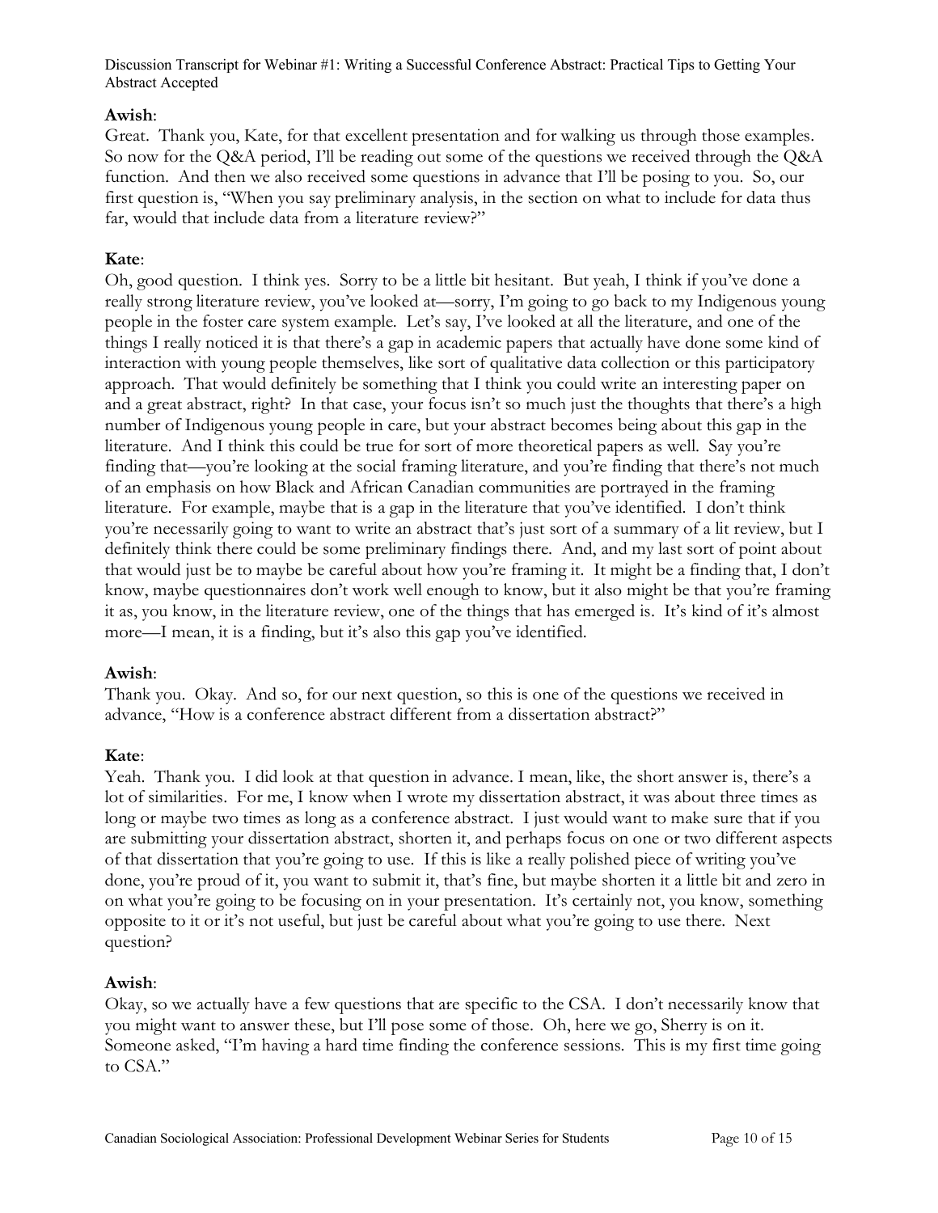**Awish**:
Great. Thank you, Kate, for that excellent presentation and for walking us through those examples. So now for the Q&A period, I'll be reading out some of the questions we received through the Q&A function. And then we also received some questions in advance that I'll be posing to you. So, our first question is, "When you say preliminary analysis, in the section on what to include for data thus far, would that include data from a literature review?"

**Kate**:
Oh, good question. I think yes. Sorry to be a little bit hesitant. But yeah, I think if you've done a really strong literature review, you've looked at—sorry, I'm going to go back to my Indigenous young people in the foster care system example. Let's say, I've looked at all the literature, and one of the things I really noticed it is that there's a gap in academic papers that actually have done some kind of interaction with young people themselves, like sort of qualitative data collection or this participatory approach. That would definitely be something that I think you could write an interesting paper on and a great abstract, right? In that case, your focus isn't so much just the thoughts that there's a high number of Indigenous young people in care, but your abstract becomes being about this gap in the literature. And I think this could be true for sort of more theoretical papers as well. Say you're finding that—you're looking at the social framing literature, and you're finding that there's not much of an emphasis on how Black and African Canadian communities are portrayed in the framing literature. For example, maybe that is a gap in the literature that you've identified. I don't think you're necessarily going to want to write an abstract that's just sort of a summary of a lit review, but I definitely think there could be some preliminary findings there. And, and my last sort of point about that would just be to maybe be careful about how you're framing it. It might be a finding that, I don't know, maybe questionnaires don't work well enough to know, but it also might be that you're framing it as, you know, in the literature review, one of the things that has emerged is. It's kind of it's almost more—I mean, it is a finding, but it's also this gap you've identified.

**Awish**:
Thank you. Okay. And so, for our next question, so this is one of the questions we received in advance, "How is a conference abstract different from a dissertation abstract?"

**Kate**:
Yeah. Thank you. I did look at that question in advance. I mean, like, the short answer is, there's a lot of similarities. For me, I know when I wrote my dissertation abstract, it was about three times as long or maybe two times as long as a conference abstract. I just would want to make sure that if you are submitting your dissertation abstract, shorten it, and perhaps focus on one or two different aspects of that dissertation that you're going to use. If this is like a really polished piece of writing you've done, you're proud of it, you want to submit it, that's fine, but maybe shorten it a little bit and zero in on what you're going to be focusing on in your presentation. It's certainly not, you know, something opposite to it or it's not useful, but just be careful about what you're going to use there. Next question?

**Awish**:
Okay, so we actually have a few questions that are specific to the CSA. I don't necessarily know that you might want to answer these, but I'll pose some of those. Oh, here we go, Sherry is on it. Someone asked, "I'm having a hard time finding the conference sessions. This is my first time going to CSA."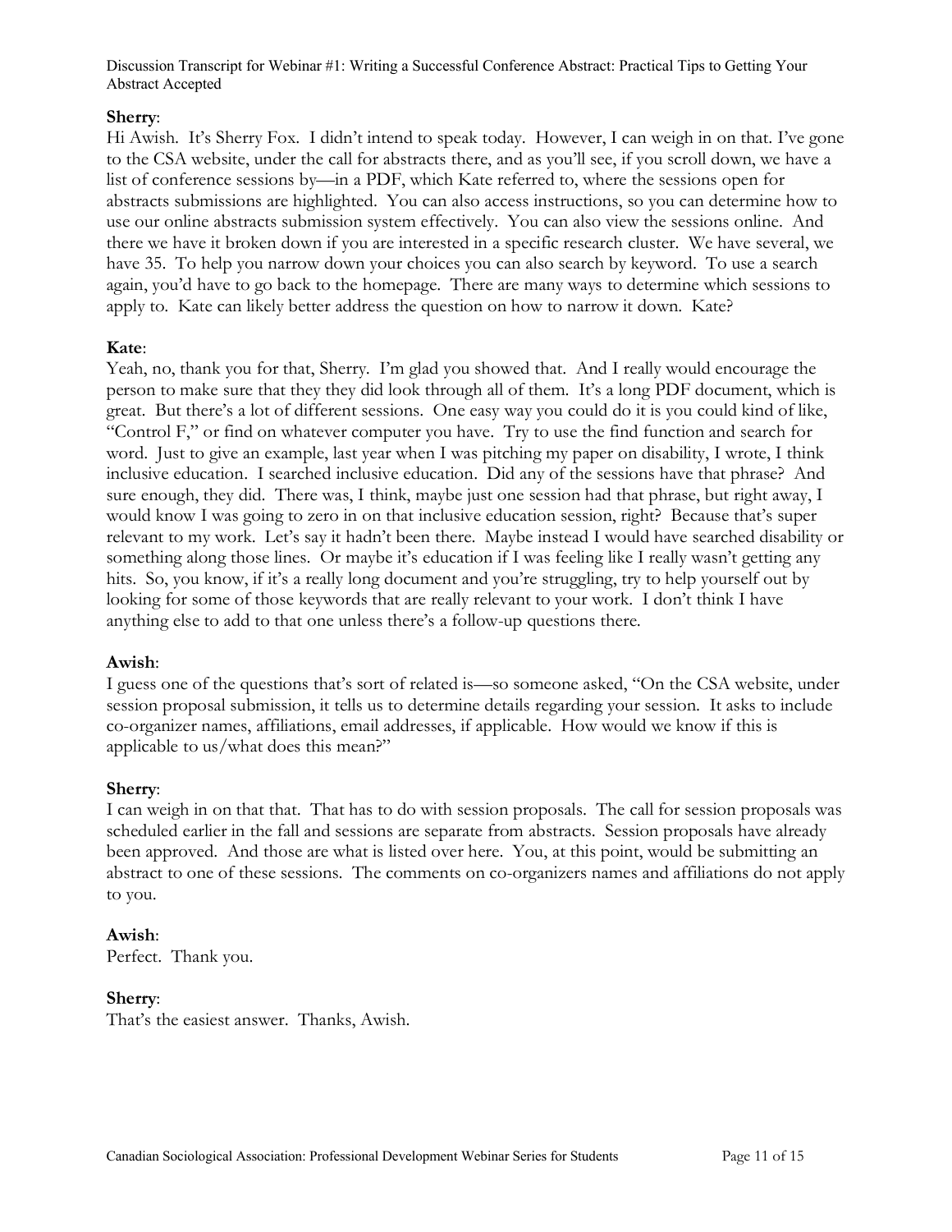**Sherry**:
Hi Awish. It's Sherry Fox. I didn't intend to speak today. However, I can weigh in on that. I've gone to the CSA website, under the call for abstracts there, and as you'll see, if you scroll down, we have a list of conference sessions by—in a PDF, which Kate referred to, where the sessions open for abstracts submissions are highlighted. You can also access instructions, so you can determine how to use our online abstracts submission system effectively. You can also view the sessions online. And there we have it broken down if you are interested in a specific research cluster. We have several, we have 35. To help you narrow down your choices you can also search by keyword. To use a search again, you'd have to go back to the homepage. There are many ways to determine which sessions to apply to. Kate can likely better address the question on how to narrow it down. Kate?

**Kate**:
Yeah, no, thank you for that, Sherry. I'm glad you showed that. And I really would encourage the person to make sure that they they did look through all of them. It's a long PDF document, which is great. But there's a lot of different sessions. One easy way you could do it is you could kind of like, "Control F," or find on whatever computer you have. Try to use the find function and search for word. Just to give an example, last year when I was pitching my paper on disability, I wrote, I think inclusive education. I searched inclusive education. Did any of the sessions have that phrase? And sure enough, they did. There was, I think, maybe just one session had that phrase, but right away, I would know I was going to zero in on that inclusive education session, right? Because that's super relevant to my work. Let's say it hadn't been there. Maybe instead I would have searched disability or something along those lines. Or maybe it's education if I was feeling like I really wasn't getting any hits. So, you know, if it's a really long document and you're struggling, try to help yourself out by looking for some of those keywords that are really relevant to your work. I don't think I have anything else to add to that one unless there's a follow-up questions there.

**Awish**:
I guess one of the questions that's sort of related is—so someone asked, "On the CSA website, under session proposal submission, it tells us to determine details regarding your session. It asks to include co-organizer names, affiliations, email addresses, if applicable. How would we know if this is applicable to us/what does this mean?"

**Sherry**:
I can weigh in on that that. That has to do with session proposals. The call for session proposals was scheduled earlier in the fall and sessions are separate from abstracts. Session proposals have already been approved. And those are what is listed over here. You, at this point, would be submitting an abstract to one of these sessions. The comments on co-organizers names and affiliations do not apply to you.

**Awish**:
Perfect. Thank you.

**Sherry**:
That's the easiest answer. Thanks, Awish.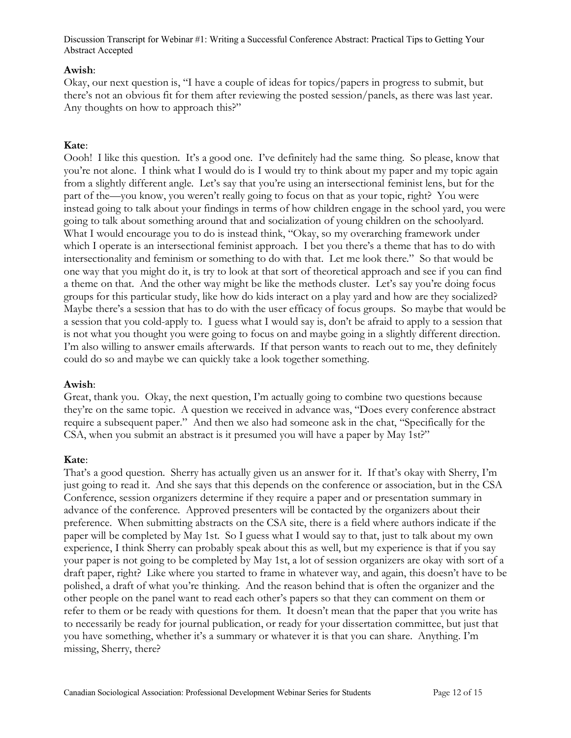**Awish**:
Okay, our next question is, "I have a couple of ideas for topics/papers in progress to submit, but there's not an obvious fit for them after reviewing the posted session/panels, as there was last year. Any thoughts on how to approach this?"

**Kate**:
Oooh! I like this question. It's a good one. I've definitely had the same thing. So please, know that you're not alone. I think what I would do is I would try to think about my paper and my topic again from a slightly different angle. Let's say that you're using an intersectional feminist lens, but for the part of the—you know, you weren't really going to focus on that as your topic, right? You were instead going to talk about your findings in terms of how children engage in the school yard, you were going to talk about something around that and socialization of young children on the schoolyard. What I would encourage you to do is instead think, "Okay, so my overarching framework under which I operate is an intersectional feminist approach. I bet you there's a theme that has to do with intersectionality and feminism or something to do with that. Let me look there." So that would be one way that you might do it, is try to look at that sort of theoretical approach and see if you can find a theme on that. And the other way might be like the methods cluster. Let's say you're doing focus groups for this particular study, like how do kids interact on a play yard and how are they socialized? Maybe there's a session that has to do with the user efficacy of focus groups. So maybe that would be a session that you cold-apply to. I guess what I would say is, don't be afraid to apply to a session that is not what you thought you were going to focus on and maybe going in a slightly different direction. I'm also willing to answer emails afterwards. If that person wants to reach out to me, they definitely could do so and maybe we can quickly take a look together something.

**Awish**:
Great, thank you. Okay, the next question, I'm actually going to combine two questions because they're on the same topic. A question we received in advance was, "Does every conference abstract require a subsequent paper." And then we also had someone ask in the chat, "Specifically for the CSA, when you submit an abstract is it presumed you will have a paper by May 1st?"

**Kate**:
That's a good question. Sherry has actually given us an answer for it. If that's okay with Sherry, I'm just going to read it. And she says that this depends on the conference or association, but in the CSA Conference, session organizers determine if they require a paper and or presentation summary in advance of the conference. Approved presenters will be contacted by the organizers about their preference. When submitting abstracts on the CSA site, there is a field where authors indicate if the paper will be completed by May 1st. So I guess what I would say to that, just to talk about my own experience, I think Sherry can probably speak about this as well, but my experience is that if you say your paper is not going to be completed by May 1st, a lot of session organizers are okay with sort of a draft paper, right? Like where you started to frame in whatever way, and again, this doesn't have to be polished, a draft of what you're thinking. And the reason behind that is often the organizer and the other people on the panel want to read each other's papers so that they can comment on them or refer to them or be ready with questions for them. It doesn't mean that the paper that you write has to necessarily be ready for journal publication, or ready for your dissertation committee, but just that you have something, whether it's a summary or whatever it is that you can share. Anything. I'm missing, Sherry, there?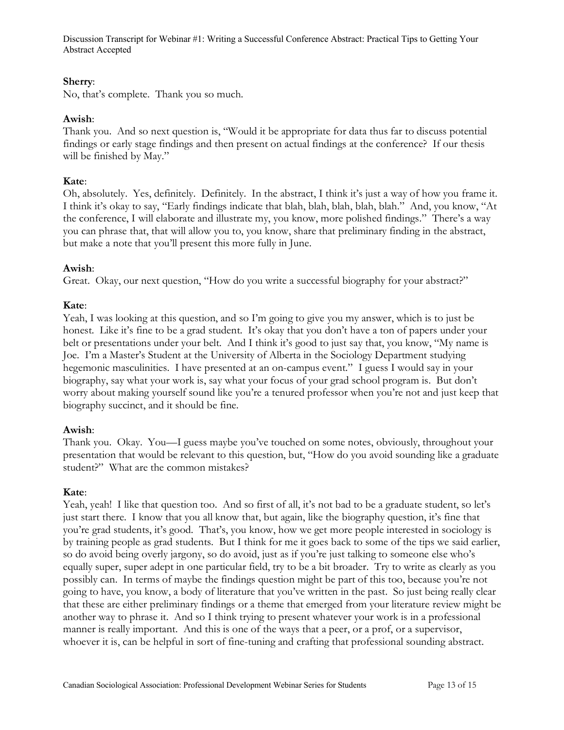**Sherry**:
No, that's complete. Thank you so much.

**Awish**:
Thank you. And so next question is, "Would it be appropriate for data thus far to discuss potential findings or early stage findings and then present on actual findings at the conference? If our thesis will be finished by May."

**Kate**:
Oh, absolutely. Yes, definitely. Definitely. In the abstract, I think it's just a way of how you frame it. I think it's okay to say, "Early findings indicate that blah, blah, blah, blah, blah." And, you know, "At the conference, I will elaborate and illustrate my, you know, more polished findings." There's a way you can phrase that, that will allow you to, you know, share that preliminary finding in the abstract, but make a note that you'll present this more fully in June.

**Awish**:
Great. Okay, our next question, "How do you write a successful biography for your abstract?"

**Kate**:
Yeah, I was looking at this question, and so I'm going to give you my answer, which is to just be honest. Like it's fine to be a grad student. It's okay that you don't have a ton of papers under your belt or presentations under your belt. And I think it's good to just say that, you know, "My name is Joe. I'm a Master's Student at the University of Alberta in the Sociology Department studying hegemonic masculinities. I have presented at an on-campus event." I guess I would say in your biography, say what your work is, say what your focus of your grad school program is. But don't worry about making yourself sound like you're a tenured professor when you're not and just keep that biography succinct, and it should be fine.

**Awish**:
Thank you. Okay. You—I guess maybe you've touched on some notes, obviously, throughout your presentation that would be relevant to this question, but, "How do you avoid sounding like a graduate student?" What are the common mistakes?

**Kate**:
Yeah, yeah! I like that question too. And so first of all, it's not bad to be a graduate student, so let's just start there. I know that you all know that, but again, like the biography question, it's fine that you're grad students, it's good. That's, you know, how we get more people interested in sociology is by training people as grad students. But I think for me it goes back to some of the tips we said earlier, so do avoid being overly jargony, so do avoid, just as if you're just talking to someone else who's equally super, super adept in one particular field, try to be a bit broader. Try to write as clearly as you possibly can. In terms of maybe the findings question might be part of this too, because you're not going to have, you know, a body of literature that you've written in the past. So just being really clear that these are either preliminary findings or a theme that emerged from your literature review might be another way to phrase it. And so I think trying to present whatever your work is in a professional manner is really important. And this is one of the ways that a peer, or a prof, or a supervisor, whoever it is, can be helpful in sort of fine-tuning and crafting that professional sounding abstract.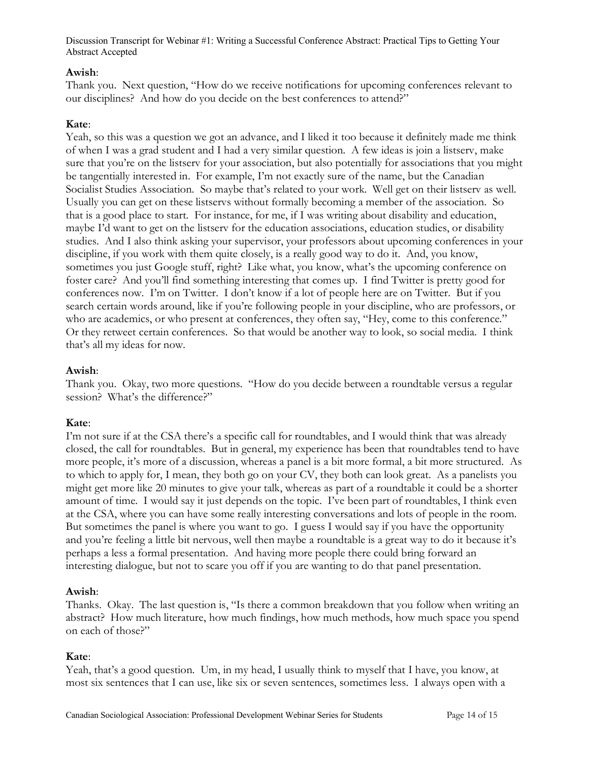**Awish**:
Thank you. Next question, "How do we receive notifications for upcoming conferences relevant to our disciplines? And how do you decide on the best conferences to attend?"

**Kate**:
Yeah, so this was a question we got an advance, and I liked it too because it definitely made me think of when I was a grad student and I had a very similar question. A few ideas is join a listserv, make sure that you're on the listserv for your association, but also potentially for associations that you might be tangentially interested in. For example, I'm not exactly sure of the name, but the Canadian Socialist Studies Association. So maybe that's related to your work. Well get on their listserv as well. Usually you can get on these listservs without formally becoming a member of the association. So that is a good place to start. For instance, for me, if I was writing about disability and education, maybe I'd want to get on the listserv for the education associations, education studies, or disability studies. And I also think asking your supervisor, your professors about upcoming conferences in your discipline, if you work with them quite closely, is a really good way to do it. And, you know, sometimes you just Google stuff, right? Like what, you know, what's the upcoming conference on foster care? And you'll find something interesting that comes up. I find Twitter is pretty good for conferences now. I'm on Twitter. I don't know if a lot of people here are on Twitter. But if you search certain words around, like if you're following people in your discipline, who are professors, or who are academics, or who present at conferences, they often say, "Hey, come to this conference." Or they retweet certain conferences. So that would be another way to look, so social media. I think that's all my ideas for now.

**Awish**:
Thank you. Okay, two more questions. "How do you decide between a roundtable versus a regular session? What's the difference?"

**Kate**:
I'm not sure if at the CSA there's a specific call for roundtables, and I would think that was already closed, the call for roundtables. But in general, my experience has been that roundtables tend to have more people, it's more of a discussion, whereas a panel is a bit more formal, a bit more structured. As to which to apply for, I mean, they both go on your CV, they both can look great. As a panelists you might get more like 20 minutes to give your talk, whereas as part of a roundtable it could be a shorter amount of time. I would say it just depends on the topic. I've been part of roundtables, I think even at the CSA, where you can have some really interesting conversations and lots of people in the room. But sometimes the panel is where you want to go. I guess I would say if you have the opportunity and you're feeling a little bit nervous, well then maybe a roundtable is a great way to do it because it's perhaps a less a formal presentation. And having more people there could bring forward an interesting dialogue, but not to scare you off if you are wanting to do that panel presentation.

**Awish**:
Thanks. Okay. The last question is, "Is there a common breakdown that you follow when writing an abstract? How much literature, how much findings, how much methods, how much space you spend on each of those?"

**Kate**:
Yeah, that's a good question. Um, in my head, I usually think to myself that I have, you know, at most six sentences that I can use, like six or seven sentences, sometimes less. I always open with a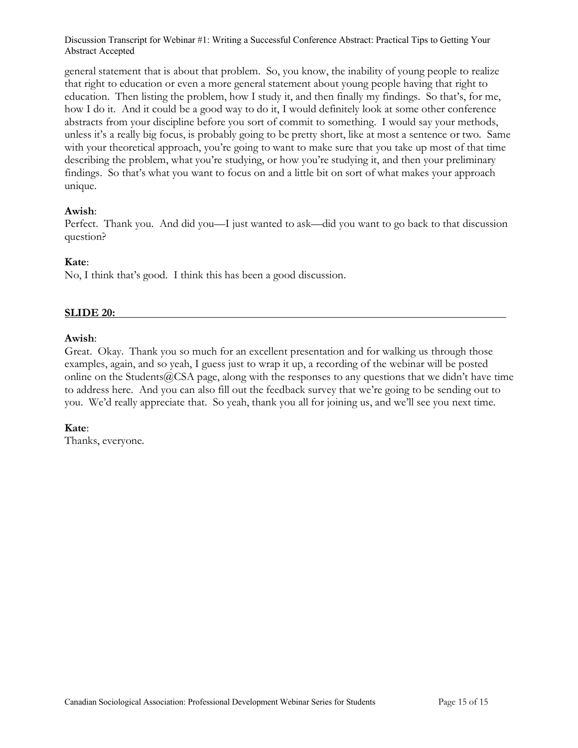general statement that is about that problem. So, you know, the inability of young people to realize that right to education or even a more general statement about young people having that right to education. Then listing the problem, how I study it, and then finally my findings. So that's, for me, how I do it. And it could be a good way to do it, I would definitely look at some other conference abstracts from your discipline before you sort of commit to something. I would say your methods, unless it's a really big focus, is probably going to be pretty short, like at most a sentence or two. Same with your theoretical approach, you're going to want to make sure that you take up most of that time describing the problem, what you're studying, or how you're studying it, and then your preliminary findings. So that's what you want to focus on and a little bit on sort of what makes your approach unique.

**Awish**:
Perfect. Thank you. And did you—I just wanted to ask—did you want to go back to that discussion question?

**Kate**:
No, I think that's good. I think this has been a good discussion.

**SLIDE 20:**

**Awish**:
Great. Okay. Thank you so much for an excellent presentation and for walking us through those examples, again, and so yeah, I guess just to wrap it up, a recording of the webinar will be posted online on the Students@CSA page, along with the responses to any questions that we didn't have time to address here. And you can also fill out the feedback survey that we're going to be sending out to you. We'd really appreciate that. So yeah, thank you all for joining us, and we'll see you next time.

**Kate**:
Thanks, everyone.